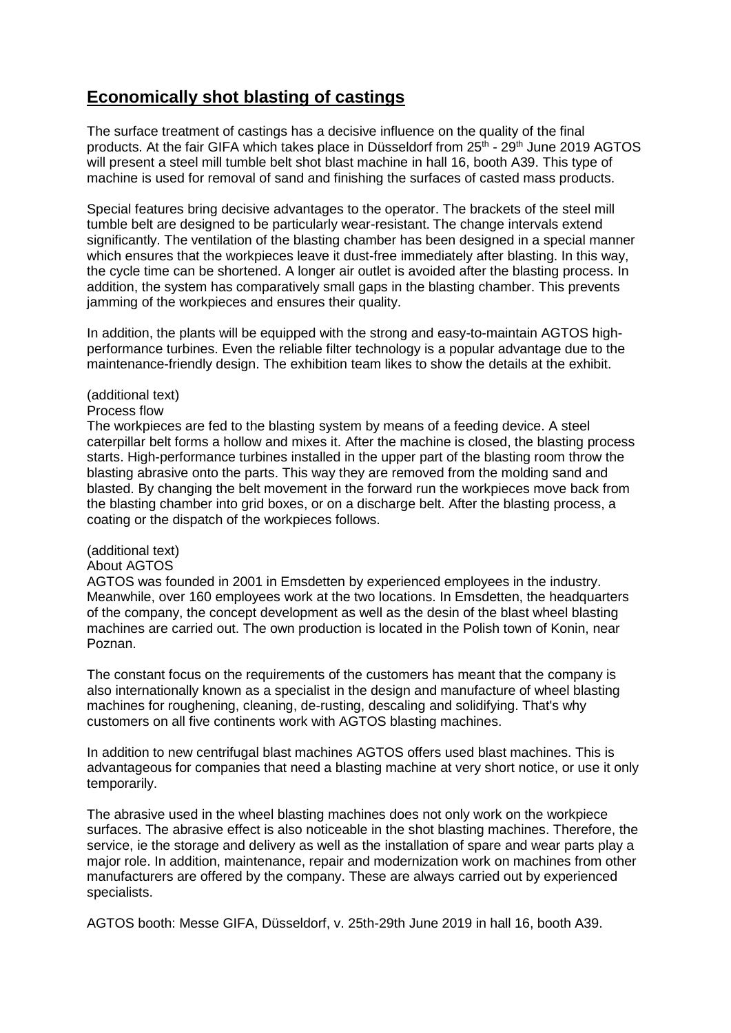# **Economically shot blasting of castings**

The surface treatment of castings has a decisive influence on the quality of the final products. At the fair GIFA which takes place in Düsseldorf from 25th - 29th June 2019 AGTOS will present a steel mill tumble belt shot blast machine in hall 16, booth A39. This type of machine is used for removal of sand and finishing the surfaces of casted mass products.

Special features bring decisive advantages to the operator. The brackets of the steel mill tumble belt are designed to be particularly wear-resistant. The change intervals extend significantly. The ventilation of the blasting chamber has been designed in a special manner which ensures that the workpieces leave it dust-free immediately after blasting. In this way, the cycle time can be shortened. A longer air outlet is avoided after the blasting process. In addition, the system has comparatively small gaps in the blasting chamber. This prevents jamming of the workpieces and ensures their quality.

In addition, the plants will be equipped with the strong and easy-to-maintain AGTOS high-performance turbines. Even the reliable filter technology is a popular advantage due to the maintenance-friendly design. The exhibition team likes to show the details at the exhibit.

(additional text)
Process flow
The workpieces are fed to the blasting system by means of a feeding device. A steel caterpillar belt forms a hollow and mixes it. After the machine is closed, the blasting process starts. High-performance turbines installed in the upper part of the blasting room throw the blasting abrasive onto the parts. This way they are removed from the molding sand and blasted. By changing the belt movement in the forward run the workpieces move back from the blasting chamber into grid boxes, or on a discharge belt. After the blasting process, a coating or the dispatch of the workpieces follows.

(additional text)
About AGTOS
AGTOS was founded in 2001 in Emsdetten by experienced employees in the industry. Meanwhile, over 160 employees work at the two locations. In Emsdetten, the headquarters of the company, the concept development as well as the desin of the blast wheel blasting machines are carried out. The own production is located in the Polish town of Konin, near Poznan.

The constant focus on the requirements of the customers has meant that the company is also internationally known as a specialist in the design and manufacture of wheel blasting machines for roughening, cleaning, de-rusting, descaling and solidifying. That's why customers on all five continents work with AGTOS blasting machines.

In addition to new centrifugal blast machines AGTOS offers used blast machines. This is advantageous for companies that need a blasting machine at very short notice, or use it only temporarily.

The abrasive used in the wheel blasting machines does not only work on the workpiece surfaces. The abrasive effect is also noticeable in the shot blasting machines. Therefore, the service, ie the storage and delivery as well as the installation of spare and wear parts play a major role. In addition, maintenance, repair and modernization work on machines from other manufacturers are offered by the company. These are always carried out by experienced specialists.

AGTOS booth: Messe GIFA, Düsseldorf, v. 25th-29th June 2019 in hall 16, booth A39.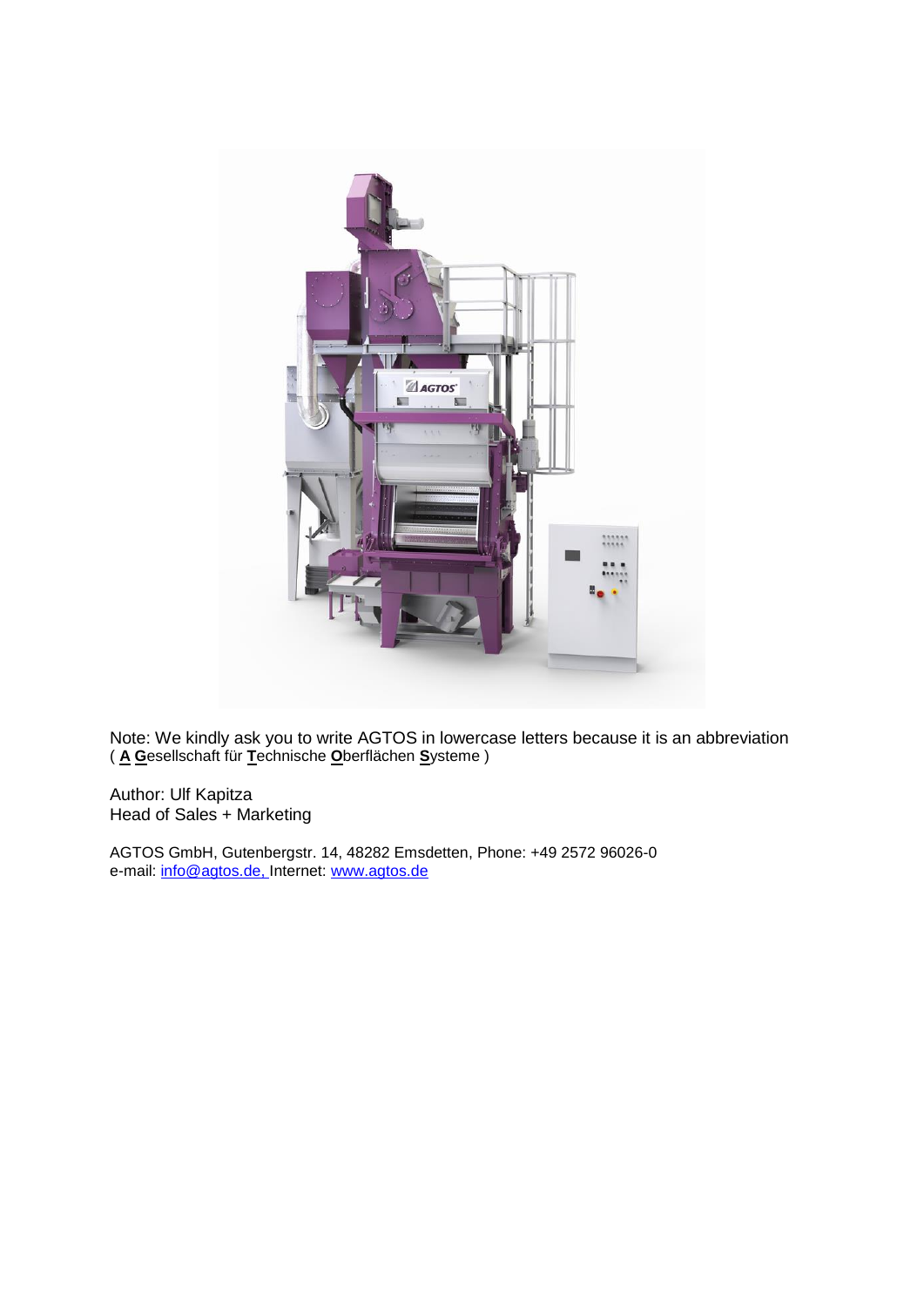Note: We kindly ask you to write AGTOS in lowercase letters because it is an abbreviation ( **A** **G**esellschaft für **T**echnische **O**berflächen **S**ysteme )

Author: Ulf Kapitza
Head of Sales + Marketing

AGTOS GmbH, Gutenbergstr. 14, 48282 Emsdetten, Phone: +49 2572 96026-0
e-mail: info@agtos.de, Internet: www.agtos.de